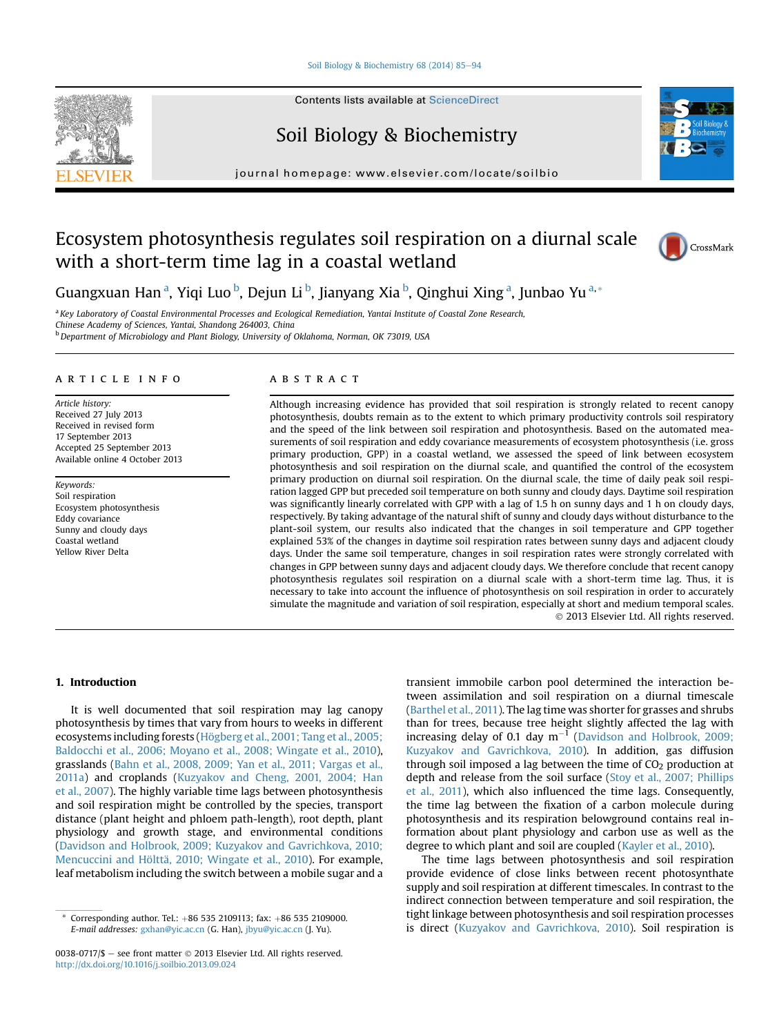# Ecosystem photosynthesis regulates soil respiration on a diurnal scale with a short-term time lag in a coastal wetland

Guangxuan Han[a], Yiqi Luo[b], Dejun Li[b], Jianyang Xia[b], Qinghui Xing[a], Junbao Yu[a,*]

[a] Key Laboratory of Coastal Environmental Processes and Ecological Remediation, Yantai Institute of Coastal Zone Research, Chinese Academy of Sciences, Yantai, Shandong 264003, China

[b] Department of Microbiology and Plant Biology, University of Oklahoma, Norman, OK 73019, USA

## ARTICLE INFO

*Article history:*
Received 27 July 2013
Received in revised form 17 September 2013
Accepted 25 September 2013
Available online 4 October 2013

*Keywords:*
Soil respiration
Ecosystem photosynthesis
Eddy covariance
Sunny and cloudy days
Coastal wetland
Yellow River Delta

## ABSTRACT

Although increasing evidence has provided that soil respiration is strongly related to recent canopy photosynthesis, doubts remain as to the extent to which primary productivity controls soil respiratory and the speed of the link between soil respiration and photosynthesis. Based on the automated measurements of soil respiration and eddy covariance measurements of ecosystem photosynthesis (i.e. gross primary production, GPP) in a coastal wetland, we assessed the speed of link between ecosystem photosynthesis and soil respiration on the diurnal scale, and quantified the control of the ecosystem primary production on diurnal soil respiration. On the diurnal scale, the time of daily peak soil respiration lagged GPP but preceded soil temperature on both sunny and cloudy days. Daytime soil respiration was significantly linearly correlated with GPP with a lag of 1.5 h on sunny days and 1 h on cloudy days, respectively. By taking advantage of the natural shift of sunny and cloudy days without disturbance to the plant-soil system, our results also indicated that the changes in soil temperature and GPP together explained 53% of the changes in daytime soil respiration rates between sunny days and adjacent cloudy days. Under the same soil temperature, changes in soil respiration rates were strongly correlated with changes in GPP between sunny days and adjacent cloudy days. We therefore conclude that recent canopy photosynthesis regulates soil respiration on a diurnal scale with a short-term time lag. Thus, it is necessary to take into account the influence of photosynthesis on soil respiration in order to accurately simulate the magnitude and variation of soil respiration, especially at short and medium temporal scales.

© 2013 Elsevier Ltd. All rights reserved.

## 1. Introduction

It is well documented that soil respiration may lag canopy photosynthesis by times that vary from hours to weeks in different ecosystems including forests (Högberg et al., 2001; Tang et al., 2005; Baldocchi et al., 2006; Moyano et al., 2008; Wingate et al., 2010), grasslands (Bahn et al., 2008, 2009; Yan et al., 2011; Vargas et al., 2011a) and croplands (Kuzyakov and Cheng, 2001, 2004; Han et al., 2007). The highly variable time lags between photosynthesis and soil respiration might be controlled by the species, transport distance (plant height and phloem path-length), root depth, plant physiology and growth stage, and environmental conditions (Davidson and Holbrook, 2009; Kuzyakov and Gavrichkova, 2010; Mencuccini and Hölttä, 2010; Wingate et al., 2010). For example, leaf metabolism including the switch between a mobile sugar and a transient immobile carbon pool determined the interaction between assimilation and soil respiration on a diurnal timescale (Barthel et al., 2011). The lag time was shorter for grasses and shrubs than for trees, because tree height slightly affected the lag with increasing delay of 0.1 day $m^{-1}$ (Davidson and Holbrook, 2009; Kuzyakov and Gavrichkova, 2010). In addition, gas diffusion through soil imposed a lag between the time of $CO_2$ production at depth and release from the soil surface (Stoy et al., 2007; Phillips et al., 2011), which also influenced the time lags. Consequently, the time lag between the fixation of a carbon molecule during photosynthesis and its respiration belowground contains real information about plant physiology and carbon use as well as the degree to which plant and soil are coupled (Kayler et al., 2010).

The time lags between photosynthesis and soil respiration provide evidence of close links between recent photosynthate supply and soil respiration at different timescales. In contrast to the indirect connection between temperature and soil respiration, the tight linkage between photosynthesis and soil respiration processes is direct (Kuzyakov and Gavrichkova, 2010). Soil respiration is

\* Corresponding author. Tel.: +86 535 2109113; fax: +86 535 2109000.
*E-mail addresses:* gxhan@yic.ac.cn (G. Han), jbyu@yic.ac.cn (J. Yu).

0038-0717/$ – see front matter © 2013 Elsevier Ltd. All rights reserved.
http://dx.doi.org/10.1016/j.soilbio.2013.09.024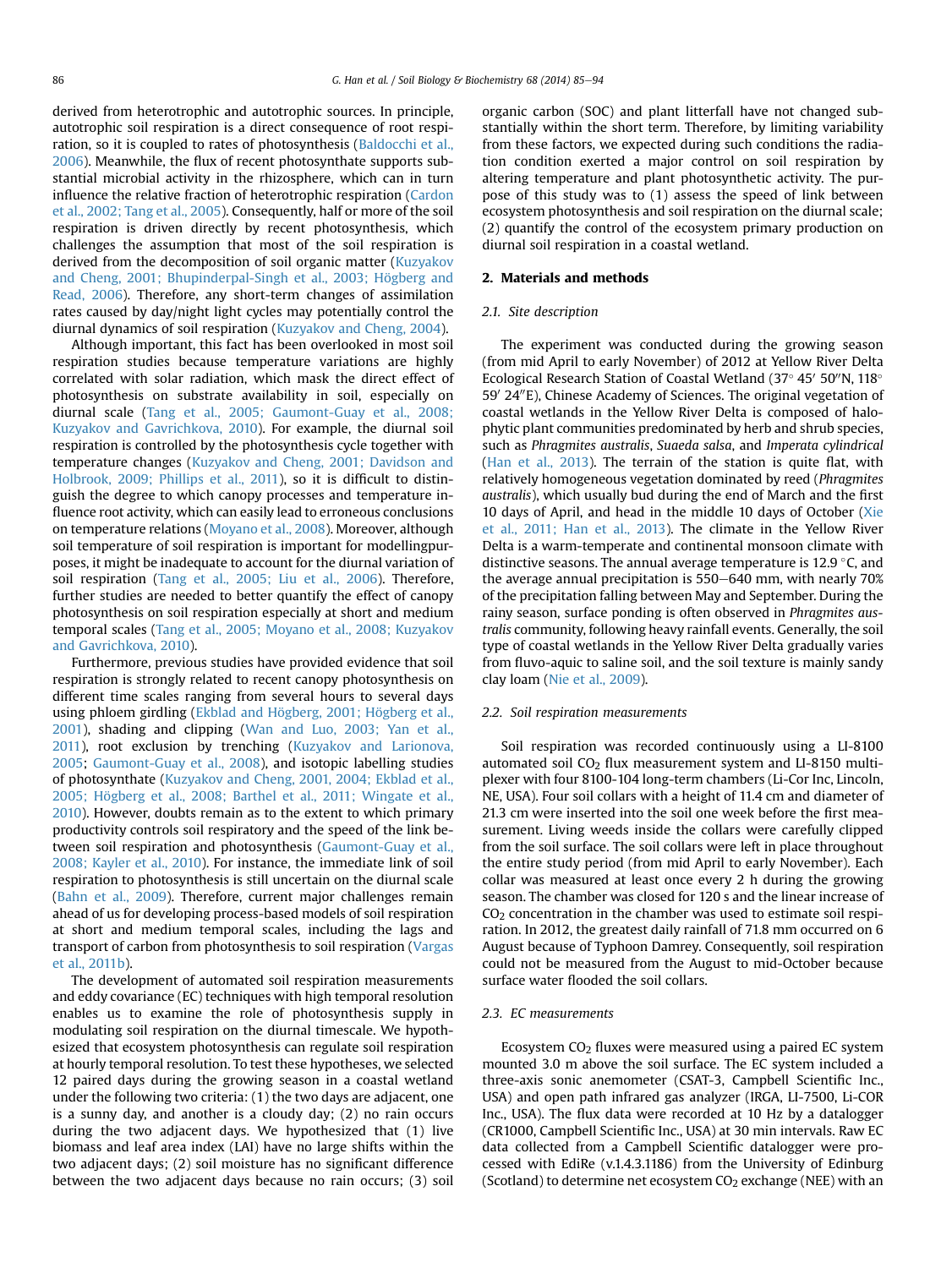derived from heterotrophic and autotrophic sources. In principle, autotrophic soil respiration is a direct consequence of root respiration, so it is coupled to rates of photosynthesis (Baldocchi et al., 2006). Meanwhile, the flux of recent photosynthate supports substantial microbial activity in the rhizosphere, which can in turn influence the relative fraction of heterotrophic respiration (Cardon et al., 2002; Tang et al., 2005). Consequently, half or more of the soil respiration is driven directly by recent photosynthesis, which challenges the assumption that most of the soil respiration is derived from the decomposition of soil organic matter (Kuzyakov and Cheng, 2001; Bhupinderpal-Singh et al., 2003; Högberg and Read, 2006). Therefore, any short-term changes of assimilation rates caused by day/night light cycles may potentially control the diurnal dynamics of soil respiration (Kuzyakov and Cheng, 2004).

Although important, this fact has been overlooked in most soil respiration studies because temperature variations are highly correlated with solar radiation, which mask the direct effect of photosynthesis on substrate availability in soil, especially on diurnal scale (Tang et al., 2005; Gaumont-Guay et al., 2008; Kuzyakov and Gavrichkova, 2010). For example, the diurnal soil respiration is controlled by the photosynthesis cycle together with temperature changes (Kuzyakov and Cheng, 2001; Davidson and Holbrook, 2009; Phillips et al., 2011), so it is difficult to distinguish the degree to which canopy processes and temperature influence root activity, which can easily lead to erroneous conclusions on temperature relations (Moyano et al., 2008). Moreover, although soil temperature of soil respiration is important for modellingpurposes, it might be inadequate to account for the diurnal variation of soil respiration (Tang et al., 2005; Liu et al., 2006). Therefore, further studies are needed to better quantify the effect of canopy photosynthesis on soil respiration especially at short and medium temporal scales (Tang et al., 2005; Moyano et al., 2008; Kuzyakov and Gavrichkova, 2010).

Furthermore, previous studies have provided evidence that soil respiration is strongly related to recent canopy photosynthesis on different time scales ranging from several hours to several days using phloem girdling (Ekblad and Högberg, 2001; Högberg et al., 2001), shading and clipping (Wan and Luo, 2003; Yan et al., 2011), root exclusion by trenching (Kuzyakov and Larionova, 2005; Gaumont-Guay et al., 2008), and isotopic labelling studies of photosynthate (Kuzyakov and Cheng, 2001, 2004; Ekblad et al., 2005; Högberg et al., 2008; Barthel et al., 2011; Wingate et al., 2010). However, doubts remain as to the extent to which primary productivity controls soil respiratory and the speed of the link between soil respiration and photosynthesis (Gaumont-Guay et al., 2008; Kayler et al., 2010). For instance, the immediate link of soil respiration to photosynthesis is still uncertain on the diurnal scale (Bahn et al., 2009). Therefore, current major challenges remain ahead of us for developing process-based models of soil respiration at short and medium temporal scales, including the lags and transport of carbon from photosynthesis to soil respiration (Vargas et al., 2011b).

The development of automated soil respiration measurements and eddy covariance (EC) techniques with high temporal resolution enables us to examine the role of photosynthesis supply in modulating soil respiration on the diurnal timescale. We hypothesized that ecosystem photosynthesis can regulate soil respiration at hourly temporal resolution. To test these hypotheses, we selected 12 paired days during the growing season in a coastal wetland under the following two criteria: (1) the two days are adjacent, one is a sunny day, and another is a cloudy day; (2) no rain occurs during the two adjacent days. We hypothesized that (1) live biomass and leaf area index (LAI) have no large shifts within the two adjacent days; (2) soil moisture has no significant difference between the two adjacent days because no rain occurs; (3) soil organic carbon (SOC) and plant litterfall have not changed substantially within the short term. Therefore, by limiting variability from these factors, we expected during such conditions the radiation condition exerted a major control on soil respiration by altering temperature and plant photosynthetic activity. The purpose of this study was to (1) assess the speed of link between ecosystem photosynthesis and soil respiration on the diurnal scale; (2) quantify the control of the ecosystem primary production on diurnal soil respiration in a coastal wetland.

## 2. Materials and methods

### 2.1. Site description

The experiment was conducted during the growing season (from mid April to early November) of 2012 at Yellow River Delta Ecological Research Station of Coastal Wetland (37° 45′ 50″N, 118° 59′ 24″E), Chinese Academy of Sciences. The original vegetation of coastal wetlands in the Yellow River Delta is composed of halophytic plant communities predominated by herb and shrub species, such as *Phragmites australis*, *Suaeda salsa*, and *Imperata cylindrical* (Han et al., 2013). The terrain of the station is quite flat, with relatively homogeneous vegetation dominated by reed (*Phragmites australis*), which usually bud during the end of March and the first 10 days of April, and head in the middle 10 days of October (Xie et al., 2011; Han et al., 2013). The climate in the Yellow River Delta is a warm-temperate and continental monsoon climate with distinctive seasons. The annual average temperature is 12.9 °C, and the average annual precipitation is 550–640 mm, with nearly 70% of the precipitation falling between May and September. During the rainy season, surface ponding is often observed in *Phragmites australis* community, following heavy rainfall events. Generally, the soil type of coastal wetlands in the Yellow River Delta gradually varies from fluvo-aquic to saline soil, and the soil texture is mainly sandy clay loam (Nie et al., 2009).

### 2.2. Soil respiration measurements

Soil respiration was recorded continuously using a LI-8100 automated soil $CO_2$ flux measurement system and LI-8150 multiplexer with four 8100-104 long-term chambers (Li-Cor Inc, Lincoln, NE, USA). Four soil collars with a height of 11.4 cm and diameter of 21.3 cm were inserted into the soil one week before the first measurement. Living weeds inside the collars were carefully clipped from the soil surface. The soil collars were left in place throughout the entire study period (from mid April to early November). Each collar was measured at least once every 2 h during the growing season. The chamber was closed for 120 s and the linear increase of $CO_2$ concentration in the chamber was used to estimate soil respiration. In 2012, the greatest daily rainfall of 71.8 mm occurred on 6 August because of Typhoon Damrey. Consequently, soil respiration could not be measured from the August to mid-October because surface water flooded the soil collars.

### 2.3. EC measurements

Ecosystem $CO_2$ fluxes were measured using a paired EC system mounted 3.0 m above the soil surface. The EC system included a three-axis sonic anemometer (CSAT-3, Campbell Scientific Inc., USA) and open path infrared gas analyzer (IRGA, LI-7500, Li-COR Inc., USA). The flux data were recorded at 10 Hz by a datalogger (CR1000, Campbell Scientific Inc., USA) at 30 min intervals. Raw EC data collected from a Campbell Scientific datalogger were processed with EdiRe (v.1.4.3.1186) from the University of Edinburg (Scotland) to determine net ecosystem $CO_2$ exchange (NEE) with an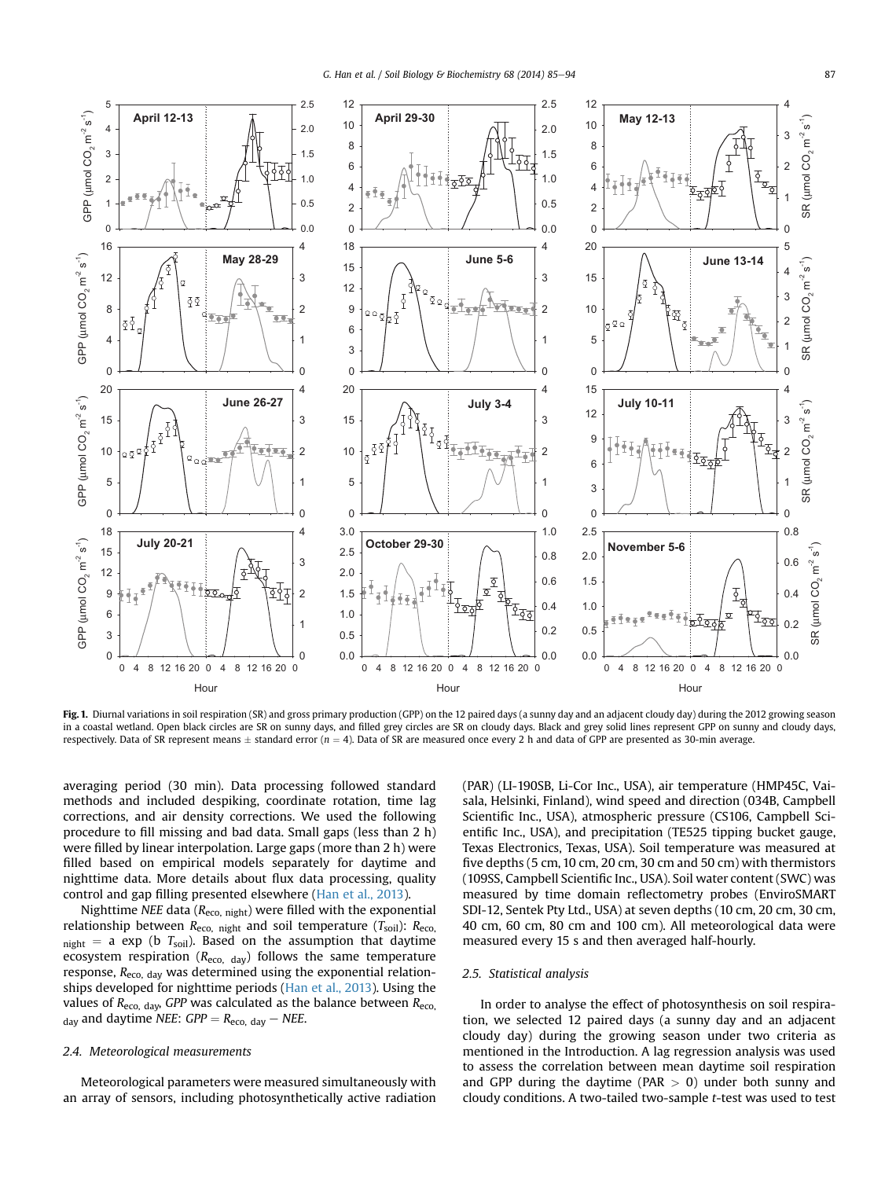**Fig. 1.** Diurnal variations in soil respiration (SR) and gross primary production (GPP) on the 12 paired days (a sunny day and an adjacent cloudy day) during the 2012 growing season in a coastal wetland. Open black circles are SR on sunny days, and filled grey circles are SR on cloudy days. Black and grey solid lines represent GPP on sunny and cloudy days, respectively. Data of SR represent means ± standard error ($n = 4$). Data of SR are measured once every 2 h and data of GPP are presented as 30-min average.

averaging period (30 min). Data processing followed standard methods and included despiking, coordinate rotation, time lag corrections, and air density corrections. We used the following procedure to fill missing and bad data. Small gaps (less than 2 h) were filled by linear interpolation. Large gaps (more than 2 h) were filled based on empirical models separately for daytime and nighttime data. More details about flux data processing, quality control and gap filling presented elsewhere (Han et al., 2013).

Nighttime *NEE* data ($R_{eco,\ night}$) were filled with the exponential relationship between $R_{eco,\ night}$ and soil temperature ($T_{soil}$): $R_{eco,\ night} = a \exp(b\ T_{soil})$. Based on the assumption that daytime ecosystem respiration ($R_{eco,\ day}$) follows the same temperature response, $R_{eco,\ day}$ was determined using the exponential relationships developed for nighttime periods (Han et al., 2013). Using the values of $R_{eco,\ day}$, *GPP* was calculated as the balance between $R_{eco,\ day}$ and daytime *NEE*: $GPP = R_{eco,\ day} - NEE$.

### 2.4. Meteorological measurements

Meteorological parameters were measured simultaneously with an array of sensors, including photosynthetically active radiation (PAR) (LI-190SB, Li-Cor Inc., USA), air temperature (HMP45C, Vaisala, Helsinki, Finland), wind speed and direction (034B, Campbell Scientific Inc., USA), atmospheric pressure (CS106, Campbell Scientific Inc., USA), and precipitation (TE525 tipping bucket gauge, Texas Electronics, Texas, USA). Soil temperature was measured at five depths (5 cm, 10 cm, 20 cm, 30 cm and 50 cm) with thermistors (109SS, Campbell Scientific Inc., USA). Soil water content (SWC) was measured by time domain reflectometry probes (EnviroSMART SDI-12, Sentek Pty Ltd., USA) at seven depths (10 cm, 20 cm, 30 cm, 40 cm, 60 cm, 80 cm and 100 cm). All meteorological data were measured every 15 s and then averaged half-hourly.

### 2.5. Statistical analysis

In order to analyse the effect of photosynthesis on soil respiration, we selected 12 paired days (a sunny day and an adjacent cloudy day) during the growing season under two criteria as mentioned in the Introduction. A lag regression analysis was used to assess the correlation between mean daytime soil respiration and GPP during the daytime (PAR > 0) under both sunny and cloudy conditions. A two-tailed two-sample *t*-test was used to test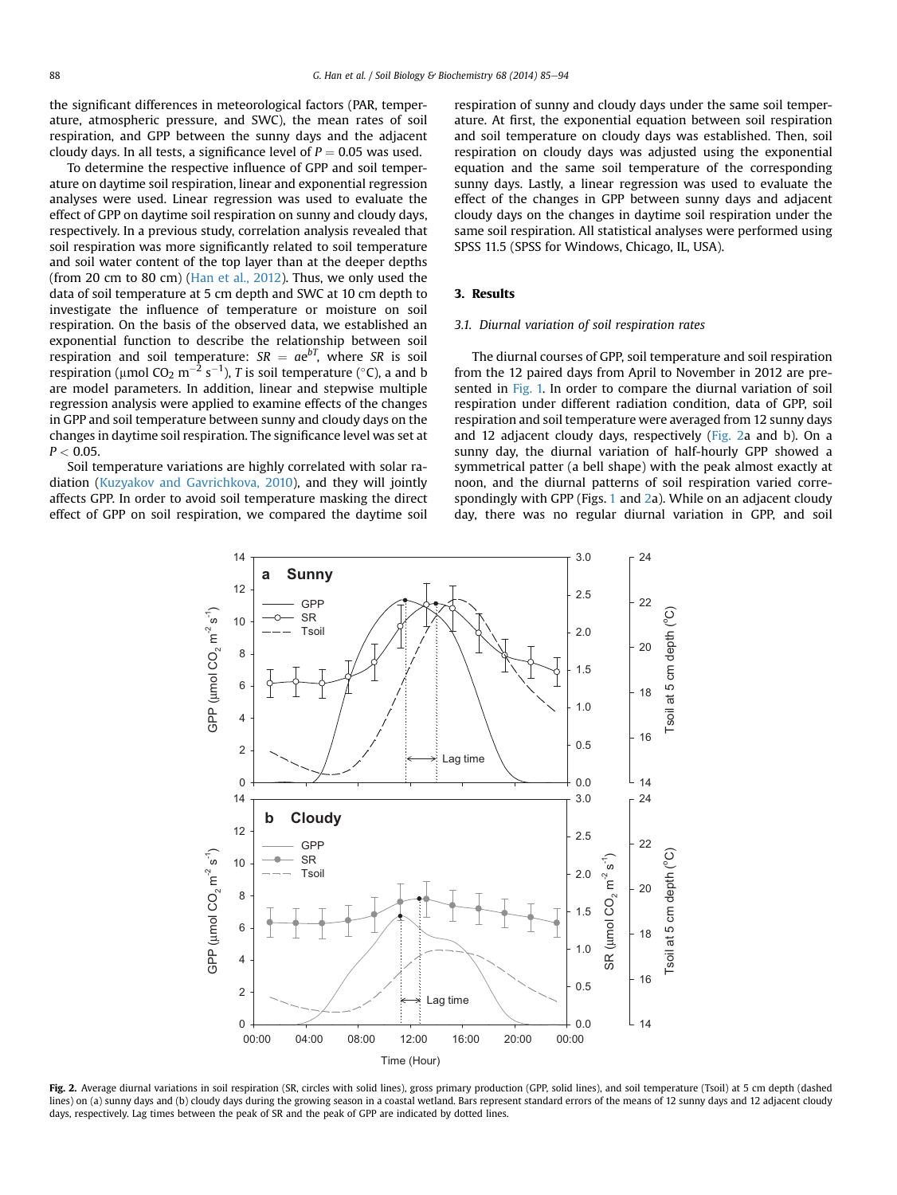the significant differences in meteorological factors (PAR, temperature, atmospheric pressure, and SWC), the mean rates of soil respiration, and GPP between the sunny days and the adjacent cloudy days. In all tests, a significance level of $P = 0.05$ was used.

To determine the respective influence of GPP and soil temperature on daytime soil respiration, linear and exponential regression analyses were used. Linear regression was used to evaluate the effect of GPP on daytime soil respiration on sunny and cloudy days, respectively. In a previous study, correlation analysis revealed that soil respiration was more significantly related to soil temperature and soil water content of the top layer than at the deeper depths (from 20 cm to 80 cm) (Han et al., 2012). Thus, we only used the data of soil temperature at 5 cm depth and SWC at 10 cm depth to investigate the influence of temperature or moisture on soil respiration. On the basis of the observed data, we established an exponential function to describe the relationship between soil respiration and soil temperature: $SR = ae^{bT}$, where $SR$ is soil respiration ($\mu mol\ CO_2\ m^{-2}\ s^{-1}$), $T$ is soil temperature (°C), a and b are model parameters. In addition, linear and stepwise multiple regression analysis were applied to examine effects of the changes in GPP and soil temperature between sunny and cloudy days on the changes in daytime soil respiration. The significance level was set at $P < 0.05$.

Soil temperature variations are highly correlated with solar radiation (Kuzyakov and Gavrichkova, 2010), and they will jointly affects GPP. In order to avoid soil temperature masking the direct effect of GPP on soil respiration, we compared the daytime soil respiration of sunny and cloudy days under the same soil temperature. At first, the exponential equation between soil respiration and soil temperature on cloudy days was established. Then, soil respiration on cloudy days was adjusted using the exponential equation and the same soil temperature of the corresponding sunny days. Lastly, a linear regression was used to evaluate the effect of the changes in GPP between sunny days and adjacent cloudy days on the changes in daytime soil respiration under the same soil respiration. All statistical analyses were performed using SPSS 11.5 (SPSS for Windows, Chicago, IL, USA).

## 3. Results

### 3.1. Diurnal variation of soil respiration rates

The diurnal courses of GPP, soil temperature and soil respiration from the 12 paired days from April to November in 2012 are presented in Fig. 1. In order to compare the diurnal variation of soil respiration under different radiation condition, data of GPP, soil respiration and soil temperature were averaged from 12 sunny days and 12 adjacent cloudy days, respectively (Fig. 2a and b). On a sunny day, the diurnal variation of half-hourly GPP showed a symmetrical patter (a bell shape) with the peak almost exactly at noon, and the diurnal patterns of soil respiration varied correspondingly with GPP (Figs. 1 and 2a). While on an adjacent cloudy day, there was no regular diurnal variation in GPP, and soil

**Fig. 2.** Average diurnal variations in soil respiration (SR, circles with solid lines), gross primary production (GPP, solid lines), and soil temperature (Tsoil) at 5 cm depth (dashed lines) on (a) sunny days and (b) cloudy days during the growing season in a coastal wetland. Bars represent standard errors of the means of 12 sunny days and 12 adjacent cloudy days, respectively. Lag times between the peak of SR and the peak of GPP are indicated by dotted lines.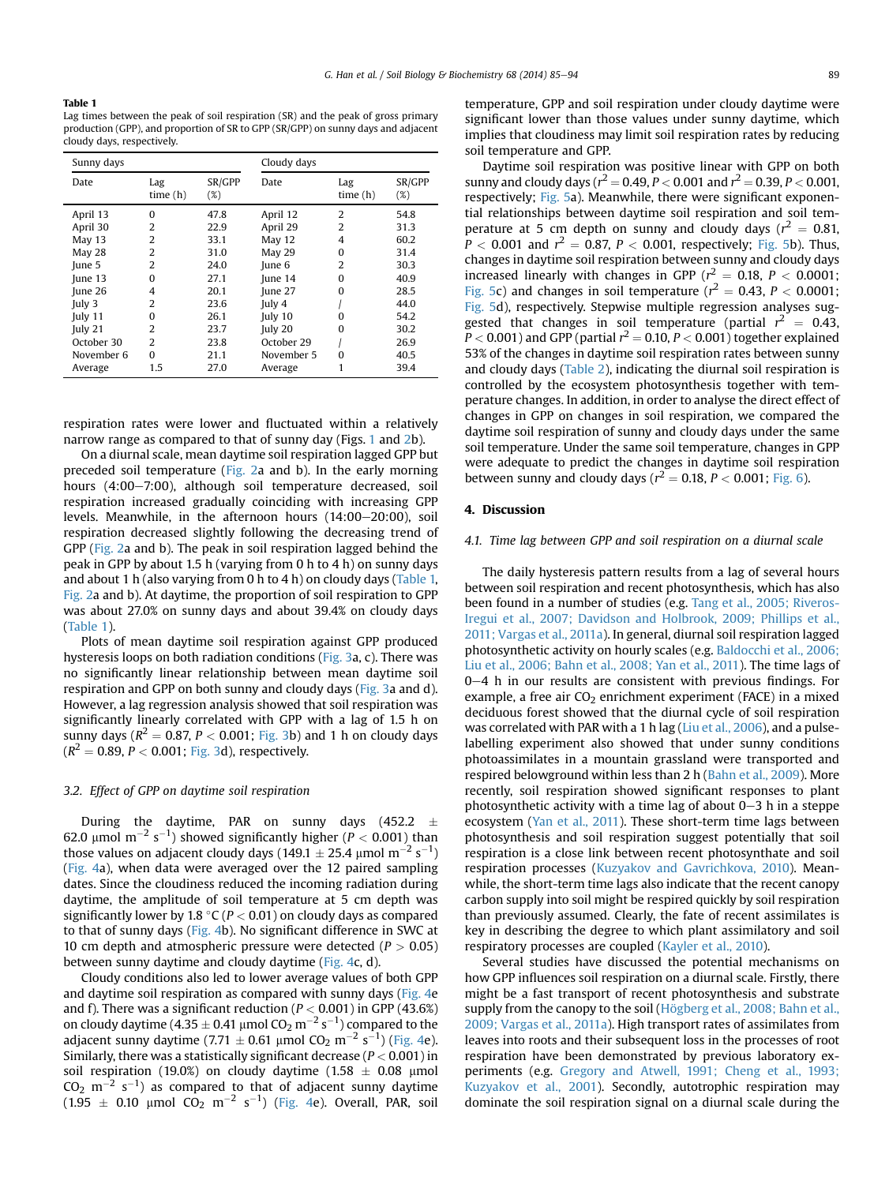**Table 1**
Lag times between the peak of soil respiration (SR) and the peak of gross primary production (GPP), and proportion of SR to GPP (SR/GPP) on sunny days and adjacent cloudy days, respectively.

| Sunny days | | | Cloudy days | | |
|---|---|---|---|---|---|
| Date | Lag time (h) | SR/GPP (%) | Date | Lag time (h) | SR/GPP (%) |
| April 13 | 0 | 47.8 | April 12 | 2 | 54.8 |
| April 30 | 2 | 22.9 | April 29 | 2 | 31.3 |
| May 13 | 2 | 33.1 | May 12 | 4 | 60.2 |
| May 28 | 2 | 31.0 | May 29 | 0 | 31.4 |
| June 5 | 2 | 24.0 | June 6 | 2 | 30.3 |
| June 13 | 0 | 27.1 | June 14 | 0 | 40.9 |
| June 26 | 4 | 20.1 | June 27 | 0 | 28.5 |
| July 3 | 2 | 23.6 | July 4 | / | 44.0 |
| July 11 | 0 | 26.1 | July 10 | 0 | 54.2 |
| July 21 | 2 | 23.7 | July 20 | 0 | 30.2 |
| October 30 | 2 | 23.8 | October 29 | / | 26.9 |
| November 6 | 0 | 21.1 | November 5 | 0 | 40.5 |
| Average | 1.5 | 27.0 | Average | 1 | 39.4 |

respiration rates were lower and fluctuated within a relatively narrow range as compared to that of sunny day (Figs. 1 and 2b).

On a diurnal scale, mean daytime soil respiration lagged GPP but preceded soil temperature (Fig. 2a and b). In the early morning hours (4:00–7:00), although soil temperature decreased, soil respiration increased gradually coinciding with increasing GPP levels. Meanwhile, in the afternoon hours (14:00–20:00), soil respiration decreased slightly following the decreasing trend of GPP (Fig. 2a and b). The peak in soil respiration lagged behind the peak in GPP by about 1.5 h (varying from 0 h to 4 h) on sunny days and about 1 h (also varying from 0 h to 4 h) on cloudy days (Table 1, Fig. 2a and b). At daytime, the proportion of soil respiration to GPP was about 27.0% on sunny days and about 39.4% on cloudy days (Table 1).

Plots of mean daytime soil respiration against GPP produced hysteresis loops on both radiation conditions (Fig. 3a, c). There was no significantly linear relationship between mean daytime soil respiration and GPP on both sunny and cloudy days (Fig. 3a and d). However, a lag regression analysis showed that soil respiration was significantly linearly correlated with GPP with a lag of 1.5 h on sunny days ($R^2 = 0.87$, $P < 0.001$; Fig. 3b) and 1 h on cloudy days ($R^2 = 0.89$, $P < 0.001$; Fig. 3d), respectively.

### 3.2. Effect of GPP on daytime soil respiration

During the daytime, PAR on sunny days ($452.2 \pm 62.0$ μmol $m^{-2}$ $s^{-1}$) showed significantly higher ($P < 0.001$) than those values on adjacent cloudy days ($149.1 \pm 25.4$ μmol $m^{-2}$ $s^{-1}$) (Fig. 4a), when data were averaged over the 12 paired sampling dates. Since the cloudiness reduced the incoming radiation during daytime, the amplitude of soil temperature at 5 cm depth was significantly lower by 1.8 °C ($P < 0.01$) on cloudy days as compared to that of sunny days (Fig. 4b). No significant difference in SWC at 10 cm depth and atmospheric pressure were detected ($P > 0.05$) between sunny daytime and cloudy daytime (Fig. 4c, d).

Cloudy conditions also led to lower average values of both GPP and daytime soil respiration as compared with sunny days (Fig. 4e and f). There was a significant reduction ($P < 0.001$) in GPP (43.6%) on cloudy daytime ($4.35 \pm 0.41$ μmol $CO_2$ $m^{-2}$ $s^{-1}$) compared to the adjacent sunny daytime ($7.71 \pm 0.61$ μmol $CO_2$ $m^{-2}$ $s^{-1}$) (Fig. 4e). Similarly, there was a statistically significant decrease ($P < 0.001$) in soil respiration (19.0%) on cloudy daytime ($1.58 \pm 0.08$ μmol $CO_2$ $m^{-2}$ $s^{-1}$) as compared to that of adjacent sunny daytime ($1.95 \pm 0.10$ μmol $CO_2$ $m^{-2}$ $s^{-1}$) (Fig. 4e). Overall, PAR, soil temperature, GPP and soil respiration under cloudy daytime were significant lower than those values under sunny daytime, which implies that cloudiness may limit soil respiration rates by reducing soil temperature and GPP.

Daytime soil respiration was positive linear with GPP on both sunny and cloudy days ($r^2 = 0.49$, $P < 0.001$ and $r^2 = 0.39$, $P < 0.001$, respectively; Fig. 5a). Meanwhile, there were significant exponential relationships between daytime soil respiration and soil temperature at 5 cm depth on sunny and cloudy days ($r^2 = 0.81$, $P < 0.001$ and $r^2 = 0.87$, $P < 0.001$, respectively; Fig. 5b). Thus, changes in daytime soil respiration between sunny and cloudy days increased linearly with changes in GPP ($r^2 = 0.18$, $P < 0.0001$; Fig. 5c) and changes in soil temperature ($r^2 = 0.43$, $P < 0.0001$; Fig. 5d), respectively. Stepwise multiple regression analyses suggested that changes in soil temperature (partial $r^2 = 0.43$, $P < 0.001$) and GPP (partial $r^2 = 0.10$, $P < 0.001$) together explained 53% of the changes in daytime soil respiration rates between sunny and cloudy days (Table 2), indicating the diurnal soil respiration is controlled by the ecosystem photosynthesis together with temperature changes. In addition, in order to analyse the direct effect of changes in GPP on changes in soil respiration, we compared the daytime soil respiration of sunny and cloudy days under the same soil temperature. Under the same soil temperature, changes in GPP were adequate to predict the changes in daytime soil respiration between sunny and cloudy days ($r^2 = 0.18$, $P < 0.001$; Fig. 6).

## 4. Discussion

### 4.1. Time lag between GPP and soil respiration on a diurnal scale

The daily hysteresis pattern results from a lag of several hours between soil respiration and recent photosynthesis, which has also been found in a number of studies (e.g. Tang et al., 2005; Riveros-Iregui et al., 2007; Davidson and Holbrook, 2009; Phillips et al., 2011; Vargas et al., 2011a). In general, diurnal soil respiration lagged photosynthetic activity on hourly scales (e.g. Baldocchi et al., 2006; Liu et al., 2006; Bahn et al., 2008; Yan et al., 2011). The time lags of 0–4 h in our results are consistent with previous findings. For example, a free air $CO_2$ enrichment experiment (FACE) in a mixed deciduous forest showed that the diurnal cycle of soil respiration was correlated with PAR with a 1 h lag (Liu et al., 2006), and a pulse-labelling experiment also showed that under sunny conditions photoassimilates in a mountain grassland were transported and respired belowground within less than 2 h (Bahn et al., 2009). More recently, soil respiration showed significant responses to plant photosynthetic activity with a time lag of about 0–3 h in a steppe ecosystem (Yan et al., 2011). These short-term time lags between photosynthesis and soil respiration suggest potentially that soil respiration is a close link between recent photosynthate and soil respiration processes (Kuzyakov and Gavrichkova, 2010). Meanwhile, the short-term time lags also indicate that the recent canopy carbon supply into soil might be respired quickly by soil respiration than previously assumed. Clearly, the fate of recent assimilates is key in describing the degree to which plant assimilatory and soil respiratory processes are coupled (Kayler et al., 2010).

Several studies have discussed the potential mechanisms on how GPP influences soil respiration on a diurnal scale. Firstly, there might be a fast transport of recent photosynthesis and substrate supply from the canopy to the soil (Högberg et al., 2008; Bahn et al., 2009; Vargas et al., 2011a). High transport rates of assimilates from leaves into roots and their subsequent loss in the processes of root respiration have been demonstrated by previous laboratory experiments (e.g. Gregory and Atwell, 1991; Cheng et al., 1993; Kuzyakov et al., 2001). Secondly, autotrophic respiration may dominate the soil respiration signal on a diurnal scale during the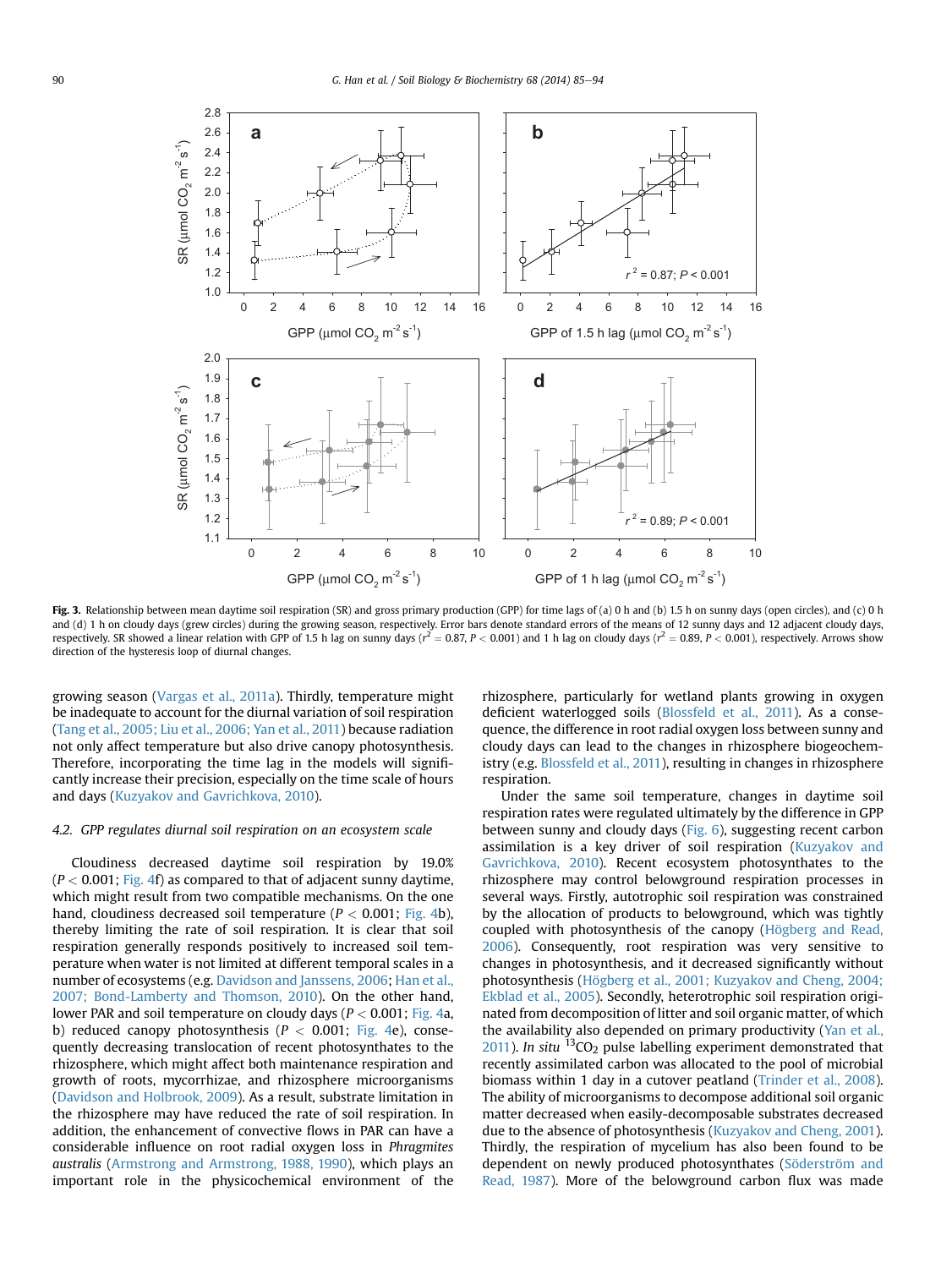Fig. 3. Relationship between mean daytime soil respiration (SR) and gross primary production (GPP) for time lags of (a) 0 h and (b) 1.5 h on sunny days (open circles), and (c) 0 h and (d) 1 h on cloudy days (grew circles) during the growing season, respectively. Error bars denote standard errors of the means of 12 sunny days and 12 adjacent cloudy days, respectively. SR showed a linear relation with GPP of 1.5 h lag on sunny days ($r^2 = 0.87$, $P < 0.001$) and 1 h lag on cloudy days ($r^2 = 0.89$, $P < 0.001$), respectively. Arrows show direction of the hysteresis loop of diurnal changes.

growing season (Vargas et al., 2011a). Thirdly, temperature might be inadequate to account for the diurnal variation of soil respiration (Tang et al., 2005; Liu et al., 2006; Yan et al., 2011) because radiation not only affect temperature but also drive canopy photosynthesis. Therefore, incorporating the time lag in the models will significantly increase their precision, especially on the time scale of hours and days (Kuzyakov and Gavrichkova, 2010).

### 4.2. GPP regulates diurnal soil respiration on an ecosystem scale

Cloudiness decreased daytime soil respiration by 19.0% ($P < 0.001$; Fig. 4f) as compared to that of adjacent sunny daytime, which might result from two compatible mechanisms. On the one hand, cloudiness decreased soil temperature ($P < 0.001$; Fig. 4b), thereby limiting the rate of soil respiration. It is clear that soil respiration generally responds positively to increased soil temperature when water is not limited at different temporal scales in a number of ecosystems (e.g. Davidson and Janssens, 2006; Han et al., 2007; Bond-Lamberty and Thomson, 2010). On the other hand, lower PAR and soil temperature on cloudy days ($P < 0.001$; Fig. 4a, b) reduced canopy photosynthesis ($P < 0.001$; Fig. 4e), consequently decreasing translocation of recent photosynthates to the rhizosphere, which might affect both maintenance respiration and growth of roots, mycorrhizae, and rhizosphere microorganisms (Davidson and Holbrook, 2009). As a result, substrate limitation in the rhizosphere may have reduced the rate of soil respiration. In addition, the enhancement of convective flows in PAR can have a considerable influence on root radial oxygen loss in *Phragmites australis* (Armstrong and Armstrong, 1988, 1990), which plays an important role in the physicochemical environment of the rhizosphere, particularly for wetland plants growing in oxygen deficient waterlogged soils (Blossfeld et al., 2011). As a consequence, the difference in root radial oxygen loss between sunny and cloudy days can lead to the changes in rhizosphere biogeochemistry (e.g. Blossfeld et al., 2011), resulting in changes in rhizosphere respiration.

Under the same soil temperature, changes in daytime soil respiration rates were regulated ultimately by the difference in GPP between sunny and cloudy days (Fig. 6), suggesting recent carbon assimilation is a key driver of soil respiration (Kuzyakov and Gavrichkova, 2010). Recent ecosystem photosynthates to the rhizosphere may control belowground respiration processes in several ways. Firstly, autotrophic soil respiration was constrained by the allocation of products to belowground, which was tightly coupled with photosynthesis of the canopy (Högberg and Read, 2006). Consequently, root respiration was very sensitive to changes in photosynthesis, and it decreased significantly without photosynthesis (Högberg et al., 2001; Kuzyakov and Cheng, 2004; Ekblad et al., 2005). Secondly, heterotrophic soil respiration originated from decomposition of litter and soil organic matter, of which the availability also depended on primary productivity (Yan et al., 2011). *In situ* $^{13}CO_2$ pulse labelling experiment demonstrated that recently assimilated carbon was allocated to the pool of microbial biomass within 1 day in a cutover peatland (Trinder et al., 2008). The ability of microorganisms to decompose additional soil organic matter decreased when easily-decomposable substrates decreased due to the absence of photosynthesis (Kuzyakov and Cheng, 2001). Thirdly, the respiration of mycelium has also been found to be dependent on newly produced photosynthates (Söderström and Read, 1987). More of the belowground carbon flux was made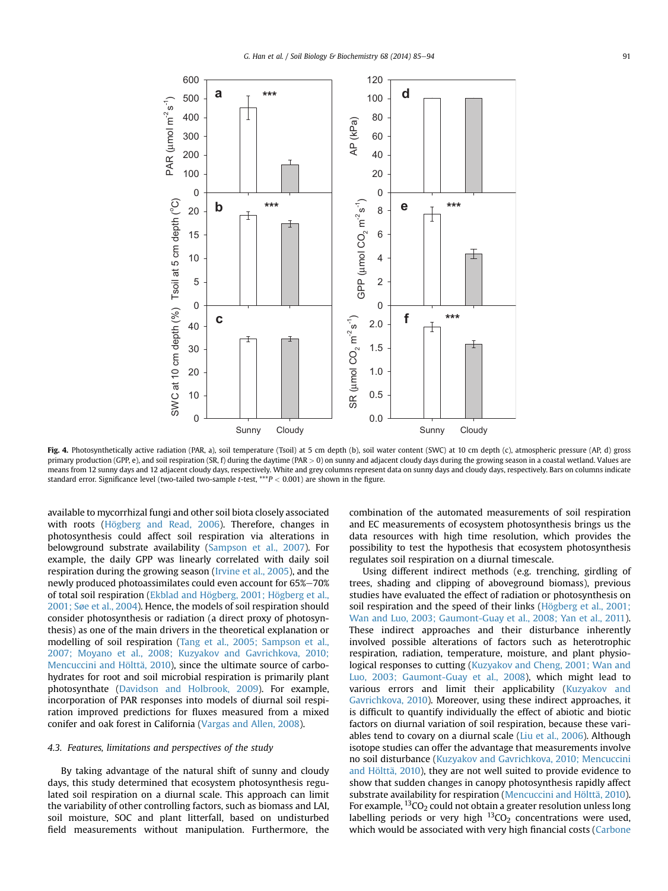**Fig. 4.** Photosynthetically active radiation (PAR, a), soil temperature (Tsoil) at 5 cm depth (b), soil water content (SWC) at 10 cm depth (c), atmospheric pressure (AP, d) gross primary production (GPP, e), and soil respiration (SR, f) during the daytime (PAR > 0) on sunny and adjacent cloudy days during the growing season in a coastal wetland. Values are means from 12 sunny days and 12 adjacent cloudy days, respectively. White and grey columns represent data on sunny days and cloudy days, respectively. Bars on columns indicate standard error. Significance level (two-tailed two-sample *t*-test, ***$P < 0.001$) are shown in the figure.

available to mycorrhizal fungi and other soil biota closely associated with roots (Högberg and Read, 2006). Therefore, changes in photosynthesis could affect soil respiration via alterations in belowground substrate availability (Sampson et al., 2007). For example, the daily GPP was linearly correlated with daily soil respiration during the growing season (Irvine et al., 2005), and the newly produced photoassimilates could even account for 65%–70% of total soil respiration (Ekblad and Högberg, 2001; Högberg et al., 2001; Søe et al., 2004). Hence, the models of soil respiration should consider photosynthesis or radiation (a direct proxy of photosynthesis) as one of the main drivers in the theoretical explanation or modelling of soil respiration (Tang et al., 2005; Sampson et al., 2007; Moyano et al., 2008; Kuzyakov and Gavrichkova, 2010; Mencuccini and Hölttä, 2010), since the ultimate source of carbohydrates for root and soil microbial respiration is primarily plant photosynthate (Davidson and Holbrook, 2009). For example, incorporation of PAR responses into models of diurnal soil respiration improved predictions for fluxes measured from a mixed conifer and oak forest in California (Vargas and Allen, 2008).

### 4.3. Features, limitations and perspectives of the study

By taking advantage of the natural shift of sunny and cloudy days, this study determined that ecosystem photosynthesis regulated soil respiration on a diurnal scale. This approach can limit the variability of other controlling factors, such as biomass and LAI, soil moisture, SOC and plant litterfall, based on undisturbed field measurements without manipulation. Furthermore, the combination of the automated measurements of soil respiration and EC measurements of ecosystem photosynthesis brings us the data resources with high time resolution, which provides the possibility to test the hypothesis that ecosystem photosynthesis regulates soil respiration on a diurnal timescale.

Using different indirect methods (e.g. trenching, girdling of trees, shading and clipping of aboveground biomass), previous studies have evaluated the effect of radiation or photosynthesis on soil respiration and the speed of their links (Högberg et al., 2001; Wan and Luo, 2003; Gaumont-Guay et al., 2008; Yan et al., 2011). These indirect approaches and their disturbance inherently involved possible alterations of factors such as heterotrophic respiration, radiation, temperature, moisture, and plant physiological responses to cutting (Kuzyakov and Cheng, 2001; Wan and Luo, 2003; Gaumont-Guay et al., 2008), which might lead to various errors and limit their applicability (Kuzyakov and Gavrichkova, 2010). Moreover, using these indirect approaches, it is difficult to quantify individually the effect of abiotic and biotic factors on diurnal variation of soil respiration, because these variables tend to covary on a diurnal scale (Liu et al., 2006). Although isotope studies can offer the advantage that measurements involve no soil disturbance (Kuzyakov and Gavrichkova, 2010; Mencuccini and Hölttä, 2010), they are not well suited to provide evidence to show that sudden changes in canopy photosynthesis rapidly affect substrate availability for respiration (Mencuccini and Hölttä, 2010). For example, $^{13}CO_2$ could not obtain a greater resolution unless long labelling periods or very high $^{13}CO_2$ concentrations were used, which would be associated with very high financial costs (Carbone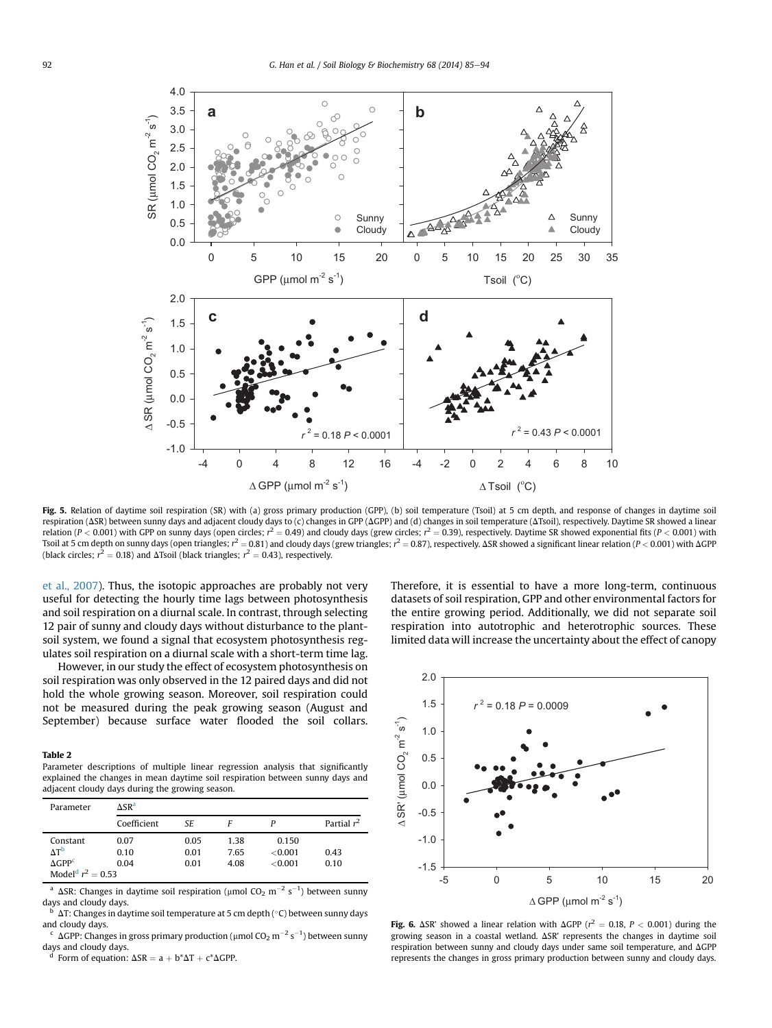**Fig. 5.** Relation of daytime soil respiration (SR) with (a) gross primary production (GPP), (b) soil temperature (Tsoil) at 5 cm depth, and response of changes in daytime soil respiration (ΔSR) between sunny days and adjacent cloudy days to (c) changes in GPP (ΔGPP) and (d) changes in soil temperature (ΔTsoil), respectively. Daytime SR showed a linear relation ($P < 0.001$) with GPP on sunny days (open circles; $r^2 = 0.49$) and cloudy days (grew circles; $r^2 = 0.39$), respectively. Daytime SR showed exponential fits ($P < 0.001$) with Tsoil at 5 cm depth on sunny days (open triangles; $r^2 = 0.81$) and cloudy days (grew triangles; $r^2 = 0.87$), respectively. ΔSR showed a significant linear relation ($P < 0.001$) with ΔGPP (black circles; $r^2 = 0.18$) and ΔTsoil (black triangles; $r^2 = 0.43$), respectively.

et al., 2007). Thus, the isotopic approaches are probably not very useful for detecting the hourly time lags between photosynthesis and soil respiration on a diurnal scale. In contrast, through selecting 12 pair of sunny and cloudy days without disturbance to the plant-soil system, we found a signal that ecosystem photosynthesis regulates soil respiration on a diurnal scale with a short-term time lag.

However, in our study the effect of ecosystem photosynthesis on soil respiration was only observed in the 12 paired days and did not hold the whole growing season. Moreover, soil respiration could not be measured during the peak growing season (August and September) because surface water flooded the soil collars. Therefore, it is essential to have a more long-term, continuous datasets of soil respiration, GPP and other environmental factors for the entire growing period. Additionally, we did not separate soil respiration into autotrophic and heterotrophic sources. These limited data will increase the uncertainty about the effect of canopy

**Table 2**
Parameter descriptions of multiple linear regression analysis that significantly explained the changes in mean daytime soil respiration between sunny days and adjacent cloudy days during the growing season.

| Parameter | ΔSR[a] | | | | |
|---|---|---|---|---|---|
| | Coefficient | SE | F | P | Partial $r^2$ |
| Constant | 0.07 | 0.05 | 1.38 | 0.150 | |
| ΔT[b] | 0.10 | 0.01 | 7.65 | <0.001 | 0.43 |
| ΔGPP[c] | 0.04 | 0.01 | 4.08 | <0.001 | 0.10 |
| Model[d] $r^2 = 0.53$ | | | | | |

[a] ΔSR: Changes in daytime soil respiration (μmol $CO_2$ $m^{-2}$ $s^{-1}$) between sunny days and cloudy days.
[b] ΔT: Changes in daytime soil temperature at 5 cm depth (°C) between sunny days and cloudy days.
[c] ΔGPP: Changes in gross primary production (μmol $CO_2$ $m^{-2}$ $s^{-1}$) between sunny days and cloudy days.
[d] Form of equation: $\Delta SR = a + b^*\Delta T + c^*\Delta GPP$.

**Fig. 6.** ΔSR' showed a linear relation with ΔGPP ($r^2 = 0.18$, $P < 0.001$) during the growing season in a coastal wetland. ΔSR' represents the changes in daytime soil respiration between sunny and cloudy days under same soil temperature, and ΔGPP represents the changes in gross primary production between sunny and cloudy days.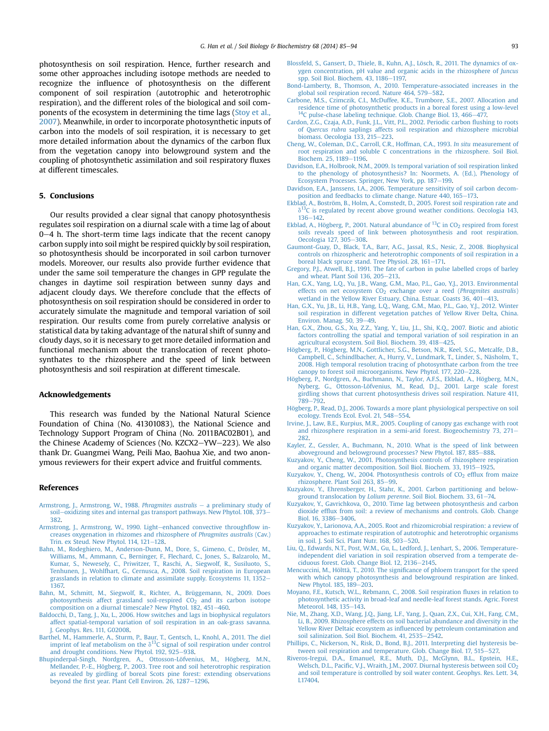photosynthesis on soil respiration. Hence, further research and some other approaches including isotope methods are needed to recognize the influence of photosynthesis on the different component of soil respiration (autotrophic and heterotrophic respiration), and the different roles of the biological and soil components of the ecosystem in determining the time lags (Stoy et al., 2007). Meanwhile, in order to incorporate photosynthetic inputs of carbon into the models of soil respiration, it is necessary to get more detailed information about the dynamics of the carbon flux from the vegetation canopy into belowground system and the coupling of photosynthetic assimilation and soil respiratory fluxes at different timescales.

## 5. Conclusions

Our results provided a clear signal that canopy photosynthesis regulates soil respiration on a diurnal scale with a time lag of about 0–4 h. The short-term time lags indicate that the recent canopy carbon supply into soil might be respired quickly by soil respiration, so photosynthesis should be incorporated in soil carbon turnover models. Moreover, our results also provide further evidence that under the same soil temperature the changes in GPP regulate the changes in daytime soil respiration between sunny days and adjacent cloudy days. We therefore conclude that the effects of photosynthesis on soil respiration should be considered in order to accurately simulate the magnitude and temporal variation of soil respiration. Our results come from purely correlative analysis or statistical data by taking advantage of the natural shift of sunny and cloudy days, so it is necessary to get more detailed information and functional mechanism about the translocation of recent photosynthates to the rhizosphere and the speed of link between photosynthesis and soil respiration at different timescale.

## Acknowledgements

This research was funded by the National Natural Science Foundation of China (No. 41301083), the National Science and Technology Support Program of China (No. 2011BAC02B01), and the Chinese Academy of Sciences (No. KZCX2–YW–223). We also thank Dr. Guangmei Wang, Peili Mao, Baohua Xie, and two anonymous reviewers for their expert advice and fruitful comments.

## References

Armstrong, J., Armstrong, W., 1988. *Phragmites australis* – a preliminary study of soil–oxidizing sites and internal gas transport pathways. New Phytol. 108, 373–382.

Armstrong, J., Armstrong, W., 1990. Light–enhanced convective throughflow increases oxygenation in rhizomes and rhizosphere of *Phragmites australis* (Cav.) Trin. ex Steud. New Phytol. 114, 121–128.

Bahn, M., Rodeghiero, M., Anderson-Dunn, M., Dore, S., Gimeno, C., Drösler, M., Williams, M., Ammann, C., Berninger, F., Flechard, C., Jones, S., Balzarolo, M., Kumar, S., Newesely, C., Priwitzer, T., Raschi, A., Siegwolf, R., Susiluoto, S., Tenhunen, J., Wohlfhart, G., Cernusca, A., 2008. Soil respiration in European grasslands in relation to climate and assimilate supply. Ecosystems 11, 1352–1367.

Bahn, M., Schmitt, M., Siegwolf, R., Richter, A., Brüggemann, N., 2009. Does photosynthesis affect grassland soil-respired $CO_2$ and its carbon isotope composition on a diurnal timescale? New Phytol. 182, 451–460.

Baldocchi, D., Tang, J., Xu, L., 2006. How switches and lags in biophysical regulators affect spatial-temporal variation of soil respiration in an oak-grass savanna. J. Geophys. Res. 111, G02008.

Barthel, M., Hammerle, A., Sturm, P., Baur, T., Gentsch, L., Knohl, A., 2011. The diel imprint of leaf metabolism on the $\delta^{13}C$ signal of soil respiration under control and drought conditions. New Phytol. 192, 925–938.

Bhupinderpal-Singh, Nordgren, A., Ottosson-Löfvenius, M., Högberg, M.N., Mellander, P.-E., Högberg, P., 2003. Tree root and soil heterotrophic respiration as revealed by girdling of boreal Scots pine forest: extending observations beyond the first year. Plant Cell Environ. 26, 1287–1296.

Blossfeld, S., Gansert, D., Thiele, B., Kuhn, A.J., Lösch, R., 2011. The dynamics of oxygen concentration, pH value and organic acids in the rhizosphere of *Juncus* spp. Soil Biol. Biochem. 43, 1186–1197.

Bond-Lamberty, B., Thomson, A., 2010. Temperature-associated increases in the global soil respiration record. Nature 464, 579–582.

Carbone, M.S., Czimczik, C.I., McDuffee, K.E., Trumbore, S.E., 2007. Allocation and residence time of photosynthetic products in a boreal forest using a low-level $^{14}C$ pulse-chase labeling technique. Glob. Change Biol. 13, 466–477.

Cardon, Z.G., Czaja, A.D., Funk, J.L., Vitt, P.L., 2002. Periodic carbon flushing to roots of *Quercus rubra* saplings affects soil respiration and rhizosphere microbial biomass. Oecologia 133, 215–223.

Cheng, W., Coleman, D.C., Carroll, C.R., Hoffman, C.A., 1993. *In situ* measurement of root respiration and soluble C concentrations in the rhizosphere. Soil Biol. Biochem. 25, 1189–1196.

Davidson, E.A., Holbrook, N.M., 2009. Is temporal variation of soil respiration linked to the phenology of photosynthesis? In: Noormets, A. (Ed.), Phenology of Ecosystem Processes. Springer, New York, pp. 187–199.

Davidson, E.A., Janssens, I.A., 2006. Temperature sensitivity of soil carbon decomposition and feedbacks to climate change. Nature 440, 165–173.

Ekblad, A., Boström, B., Holm, A., Comstedt, D., 2005. Forest soil respiration rate and $\delta^{13}C$ is regulated by recent above ground weather conditions. Oecologia 143, 136–142.

Ekblad, A., Högberg, P., 2001. Natural abundance of $^{13}C$ in $CO_2$ respired from forest soils reveals speed of link between photosynthesis and root respiration. Oecologia 127, 305–308.

Gaumont-Guay, D., Black, T.A., Barr, A.G., Jassal, R.S., Nesic, Z., 2008. Biophysical controls on rhizospheric and heterotrophic components of soil respiration in a boreal black spruce stand. Tree Physiol. 28, 161–171.

Gregory, P.J., Atwell, B.J., 1991. The fate of carbon in pulse labelled crops of barley and wheat. Plant Soil 136, 205–213.

Han, G.X., Yang, L.Q., Yu, J.B., Wang, G.M., Mao, P.L., Gao, Y.J., 2013. Environmental effects on net ecosystem $CO_2$ exchange over a reed (*Phragmites australis*) wetland in the Yellow River Estuary, China. Estuar. Coasts 36, 401–413.

Han, G.X., Yu, J.B., Li, H.B., Yang, L.Q., Wang, G.M., Mao, P.L., Gao, Y.J., 2012. Winter soil respiration in different vegetation patches of Yellow River Delta, China. Environ. Manag. 50, 39–49.

Han, G.X., Zhou, G.S., Xu, Z.Z., Yang, Y., Liu, J.L., Shi, K.Q., 2007. Biotic and abiotic factors controlling the spatial and temporal variation of soil respiration in an agricultural ecosystem. Soil Biol. Biochem. 39, 418–425.

Högberg, P., Högberg, M.N., Gottlicher, S.G., Betson, N.R., Keel, S.G., Metcalfe, D.B., Campbell, C., Schindlbacher, A., Hurry, V., Lundmark, T., Linder, S., Näsholm, T., 2008. High temporal resolution tracing of photosynthate carbon from the tree canopy to forest soil microorganisms. New Phytol. 177, 220–228.

Högberg, P., Nordgren, A., Buchmann, N., Taylor, A.F.S., Ekblad, A., Högberg, M.N., Nyberg, G., Ottosson-Löfvenius, M., Read, D.J., 2001. Large scale forest girdling shows that current photosynthesis drives soil respiration. Nature 411, 789–792.

Högberg, P., Read, D.J., 2006. Towards a more plant physiological perspective on soil ecology. Trends Ecol. Evol. 21, 548–554.

Irvine, J., Law, B.E., Kurpius, M.R., 2005. Coupling of canopy gas exchange with root and rhizosphere respiration in a semi-arid forest. Biogeochemistry 73, 271–282.

Kayler, Z., Gessler, A., Buchmann, N., 2010. What is the speed of link between aboveground and belowground processes? New Phytol. 187, 885–888.

Kuzyakov, Y., Cheng, W., 2001. Photosynthesis controls of rhizosphere respiration and organic matter decomposition. Soil Biol. Biochem. 33, 1915–1925.

Kuzyakov, Y., Cheng, W., 2004. Photosynthesis controls of $CO_2$ efflux from maize rhizosphere. Plant Soil 263, 85–99.

Kuzyakov, Y., Ehrensberger, H., Stahr, K., 2001. Carbon partitioning and belowground translocation by *Lolium perenne*. Soil Biol. Biochem. 33, 61–74.

Kuzyakov, Y., Gavrichkova, O., 2010. Time lag between photosynthesis and carbon dioxide efflux from soil: a review of mechanisms and controls. Glob. Change Biol. 16, 3386–3406.

Kuzyakov, Y., Larionova, A.A., 2005. Root and rhizomicrobial respiration: a review of approaches to estimate respiration of autotrophic and heterotrophic organisms in soil. J. Soil Sci. Plant Nutr. 168, 503–520.

Liu, Q., Edwards, N.T., Post, W.M., Gu, L., Ledford, J., Lenhart, S., 2006. Temperature-independent diel variation in soil respiration observed from a temperate deciduous forest. Glob. Change Biol. 12, 2136–2145.

Mencuccini, M., Hölttä, T., 2010. The significance of phloem transport for the speed with which canopy photosynthesis and belowground respiration are linked. New Phytol. 185, 189–203.

Moyano, F.E., Kutsch, W.L., Rebmann, C., 2008. Soil respiration fluxes in relation to photosynthetic activity in broad-leaf and needle-leaf forest stands. Agric. Forest Meteorol. 148, 135–143.

Nie, M., Zhang, X.D., Wang, J.Q., Jiang, L.F., Yang, J., Quan, Z.X., Cui, X.H., Fang, C.M., Li, B., 2009. Rhizosphere effects on soil bacterial abundance and diversity in the Yellow River Deltaic ecosystem as influenced by petroleum contamination and soil salinization. Soil Biol. Biochem. 41, 2535–2542.

Phillips, C., Nickerson, N., Risk, D., Bond, B.J., 2011. Interpreting diel hysteresis between soil respiration and temperature. Glob. Change Biol. 17, 515–527.

Riveros-Iregui, D.A., Emanuel, R.E., Muth, D.J., McGlynn, B.L., Epstein, H.E., Welsch, D.L., Pacific, V.J., Wraith, J.M., 2007. Diurnal hysteresis between soil $CO_2$ and soil temperature is controlled by soil water content. Geophys. Res. Lett. 34, L17404.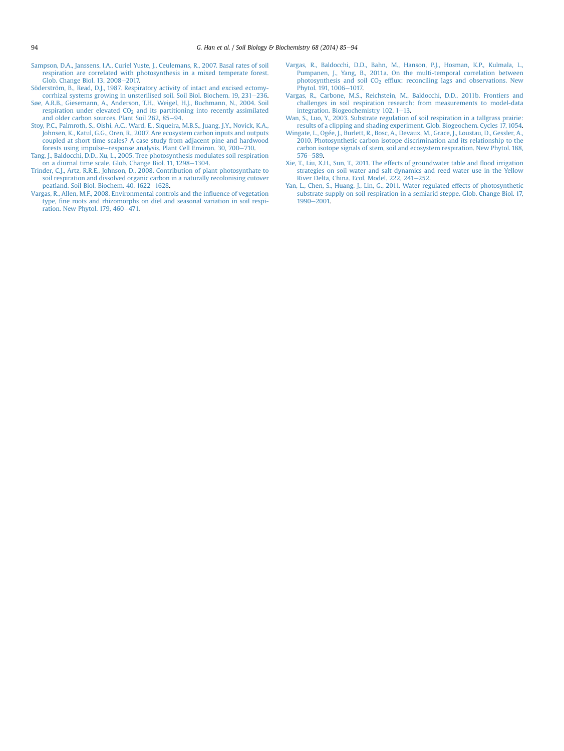Sampson, D.A., Janssens, I.A., Curiel Yuste, J., Ceulemans, R., 2007. Basal rates of soil respiration are correlated with photosynthesis in a mixed temperate forest. Glob. Change Biol. 13, 2008–2017.

Söderström, B., Read, D.J., 1987. Respiratory activity of intact and excised ectomycorrhizal systems growing in unsterilised soil. Soil Biol. Biochem. 19, 231–236.

Søe, A.R.B., Giesemann, A., Anderson, T.H., Weigel, H.J., Buchmann, N., 2004. Soil respiration under elevated $CO_2$ and its partitioning into recently assimilated and older carbon sources. Plant Soil 262, 85–94.

Stoy, P.C., Palmroth, S., Oishi, A.C., Ward, E., Siqueira, M.B.S., Juang, J.Y., Novick, K.A., Johnsen, K., Katul, G.G., Oren, R., 2007. Are ecosystem carbon inputs and outputs coupled at short time scales? A case study from adjacent pine and hardwood forests using impulse–response analysis. Plant Cell Environ. 30, 700–710.

Tang, J., Baldocchi, D.D., Xu, L., 2005. Tree photosynthesis modulates soil respiration on a diurnal time scale. Glob. Change Biol. 11, 1298–1304.

Trinder, C.J., Artz, R.R.E., Johnson, D., 2008. Contribution of plant photosynthate to soil respiration and dissolved organic carbon in a naturally recolonising cutover peatland. Soil Biol. Biochem. 40, 1622–1628.

Vargas, R., Allen, M.F., 2008. Environmental controls and the influence of vegetation type, fine roots and rhizomorphs on diel and seasonal variation in soil respiration. New Phytol. 179, 460–471.

Vargas, R., Baldocchi, D.D., Bahn, M., Hanson, P.J., Hosman, K.P., Kulmala, L., Pumpanen, J., Yang, B., 2011a. On the multi-temporal correlation between photosynthesis and soil $CO_2$ efflux: reconciling lags and observations. New Phytol. 191, 1006–1017.

Vargas, R., Carbone, M.S., Reichstein, M., Baldocchi, D.D., 2011b. Frontiers and challenges in soil respiration research: from measurements to model-data integration. Biogeochemistry 102, 1–13.

Wan, S., Luo, Y., 2003. Substrate regulation of soil respiration in a tallgrass prairie: results of a clipping and shading experiment. Glob. Biogeochem. Cycles 17, 1054.

Wingate, L., Ogée, J., Burlett, R., Bosc, A., Devaux, M., Grace, J., Loustau, D., Gessler, A., 2010. Photosynthetic carbon isotope discrimination and its relationship to the carbon isotope signals of stem, soil and ecosystem respiration. New Phytol. 188, 576–589.

Xie, T., Liu, X.H., Sun, T., 2011. The effects of groundwater table and flood irrigation strategies on soil water and salt dynamics and reed water use in the Yellow River Delta, China. Ecol. Model. 222, 241–252.

Yan, L., Chen, S., Huang, J., Lin, G., 2011. Water regulated effects of photosynthetic substrate supply on soil respiration in a semiarid steppe. Glob. Change Biol. 17, 1990–2001.